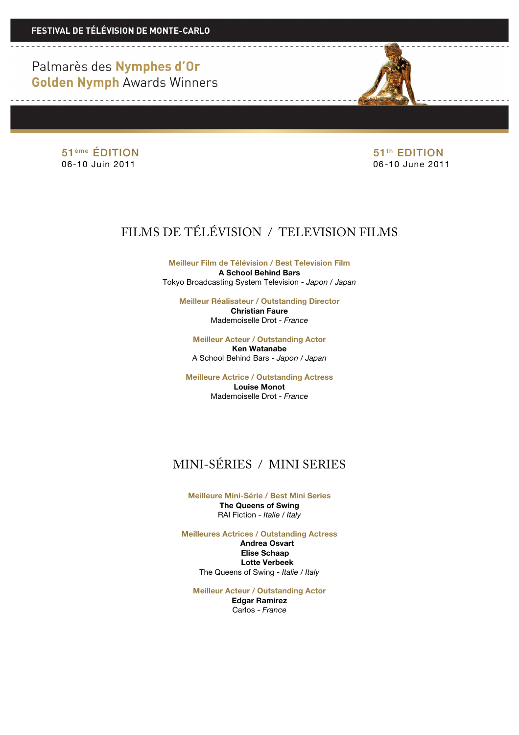**FESTIVAL DE TÉLÉVISION DE MONTE-CARLO**

# Palmarès des **Nymphes d'Or**
# **Golden Nymph** Awards Winners

51ème ÉDITION
06-10 Juin 2011

51th EDITION
06-10 June 2011

## FILMS DE TÉLÉVISION / TELEVISION FILMS

**Meilleur Film de Télévision / Best Television Film**
**A School Behind Bars**
Tokyo Broadcasting System Television - *Japon / Japan*

**Meilleur Réalisateur / Outstanding Director**
**Christian Faure**
Mademoiselle Drot - *France*

**Meilleur Acteur / Outstanding Actor**
**Ken Watanabe**
A School Behind Bars - *Japon / Japan*

**Meilleure Actrice / Outstanding Actress**
**Louise Monot**
Mademoiselle Drot - *France*

## MINI-SÉRIES / MINI SERIES

**Meilleure Mini-Série / Best Mini Series**
**The Queens of Swing**
RAI Fiction - *Italie / Italy*

**Meilleures Actrices / Outstanding Actress**
**Andrea Osvart**
**Elise Schaap**
**Lotte Verbeek**
The Queens of Swing - *Italie / Italy*

**Meilleur Acteur / Outstanding Actor**
**Edgar Ramirez**
Carlos - *France*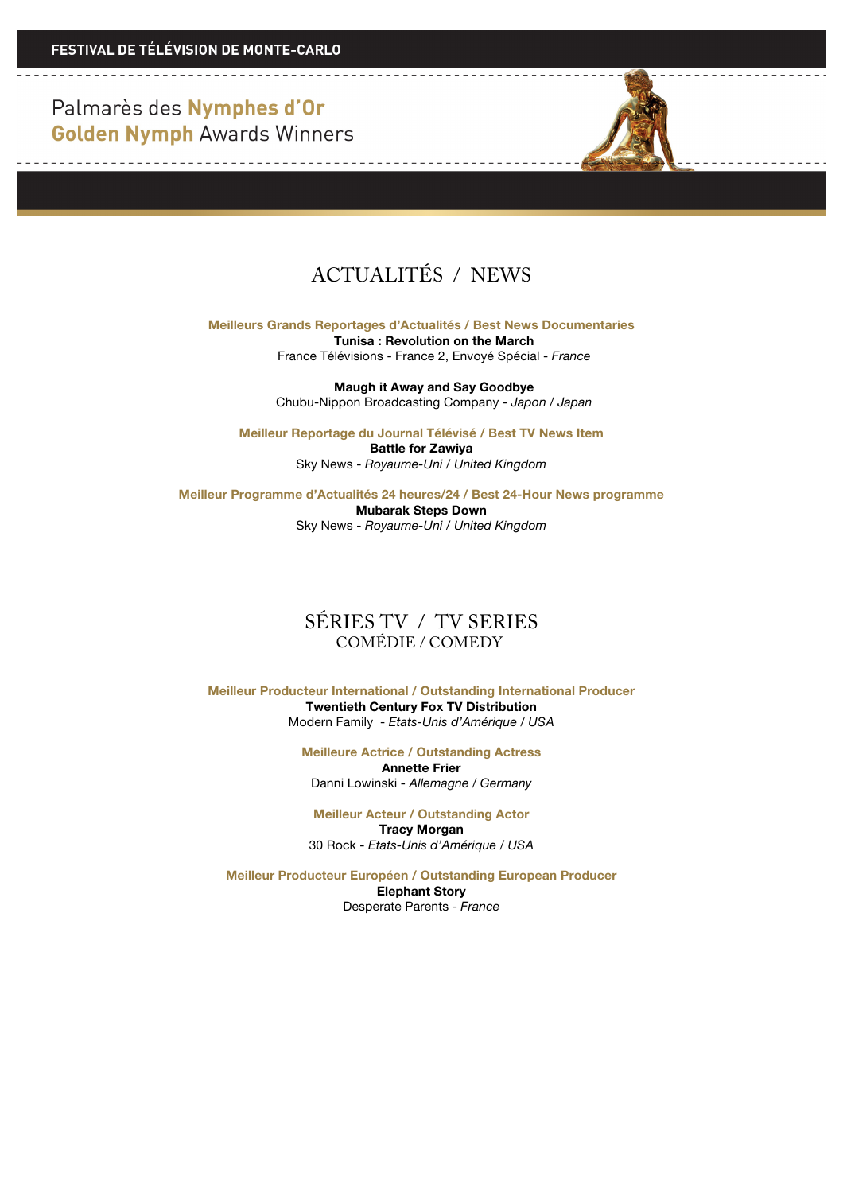# ACTUALITÉS / NEWS

**Meilleurs Grands Reportages d'Actualités / Best News Documentaries**

**Tunisa : Revolution on the March**
France Télévisions - France 2, Envoyé Spécial - *France*

**Maugh it Away and Say Goodbye**
Chubu-Nippon Broadcasting Company - *Japon* / *Japan*

**Meilleur Reportage du Journal Télévisé / Best TV News Item**

**Battle for Zawiya**
Sky News - *Royaume-Uni* / *United Kingdom*

**Meilleur Programme d'Actualités 24 heures/24 / Best 24-Hour News programme**

**Mubarak Steps Down**
Sky News - *Royaume-Uni* / *United Kingdom*

# SÉRIES TV / TV SERIES

## COMÉDIE / COMEDY

**Meilleur Producteur International / Outstanding International Producer**

**Twentieth Century Fox TV Distribution**
Modern Family - *Etats-Unis d'Amérique* / *USA*

**Meilleure Actrice / Outstanding Actress**

**Annette Frier**
Danni Lowinski - *Allemagne* / *Germany*

**Meilleur Acteur / Outstanding Actor**

**Tracy Morgan**
30 Rock - *Etats-Unis d'Amérique* / *USA*

**Meilleur Producteur Européen / Outstanding European Producer**

**Elephant Story**
Desperate Parents - *France*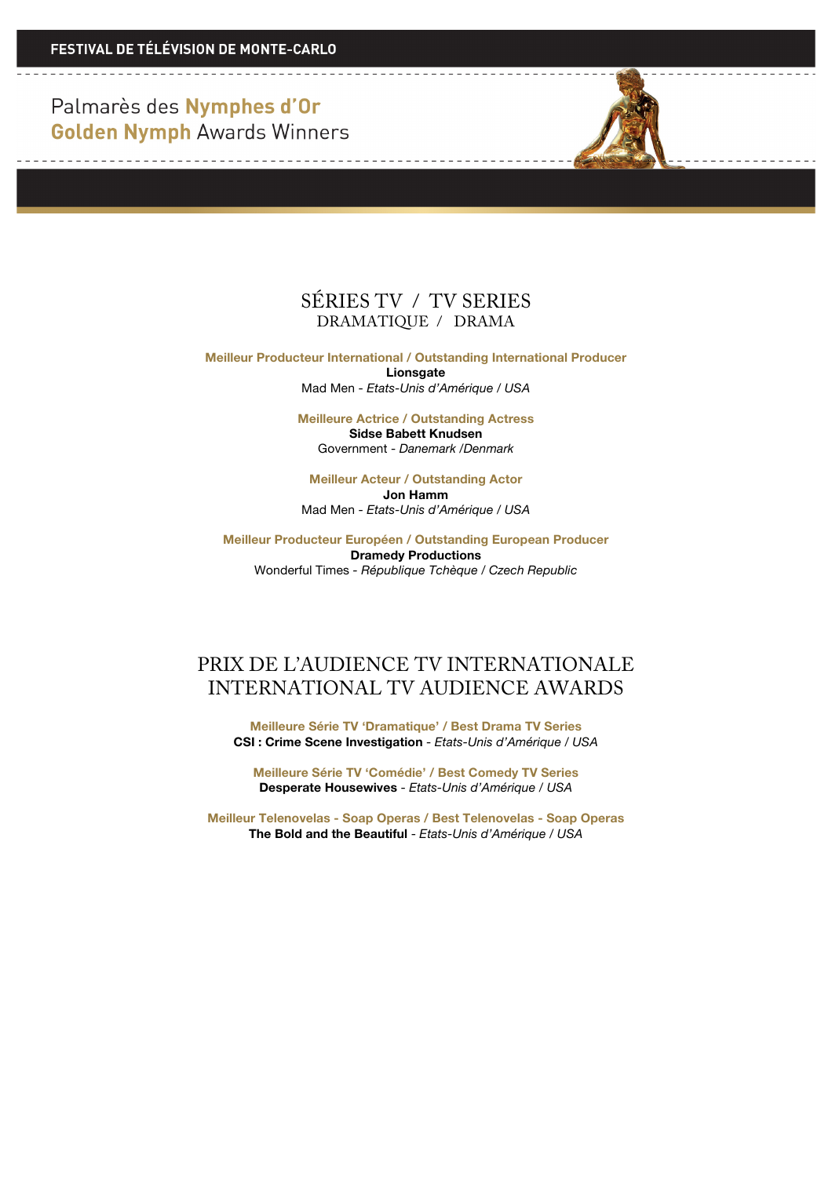**FESTIVAL DE TÉLÉVISION DE MONTE-CARLO**

Palmarès des **Nymphes d'Or**
**Golden Nymph** Awards Winners

# SÉRIES TV / TV SERIES
## DRAMATIQUE / DRAMA

**Meilleur Producteur International / Outstanding International Producer**
**Lionsgate**
Mad Men - *Etats-Unis d'Amérique / USA*

**Meilleure Actrice / Outstanding Actress**
**Sidse Babett Knudsen**
Government - *Danemark /Denmark*

**Meilleur Acteur / Outstanding Actor**
**Jon Hamm**
Mad Men - *Etats-Unis d'Amérique / USA*

**Meilleur Producteur Européen / Outstanding European Producer**
**Dramedy Productions**
Wonderful Times - *République Tchèque / Czech Republic*

# PRIX DE L'AUDIENCE TV INTERNATIONALE
# INTERNATIONAL TV AUDIENCE AWARDS

**Meilleure Série TV 'Dramatique' / Best Drama TV Series**
**CSI : Crime Scene Investigation** - *Etats-Unis d'Amérique / USA*

**Meilleure Série TV 'Comédie' / Best Comedy TV Series**
**Desperate Housewives** - *Etats-Unis d'Amérique / USA*

**Meilleur Telenovelas - Soap Operas / Best Telenovelas - Soap Operas**
**The Bold and the Beautiful** - *Etats-Unis d'Amérique / USA*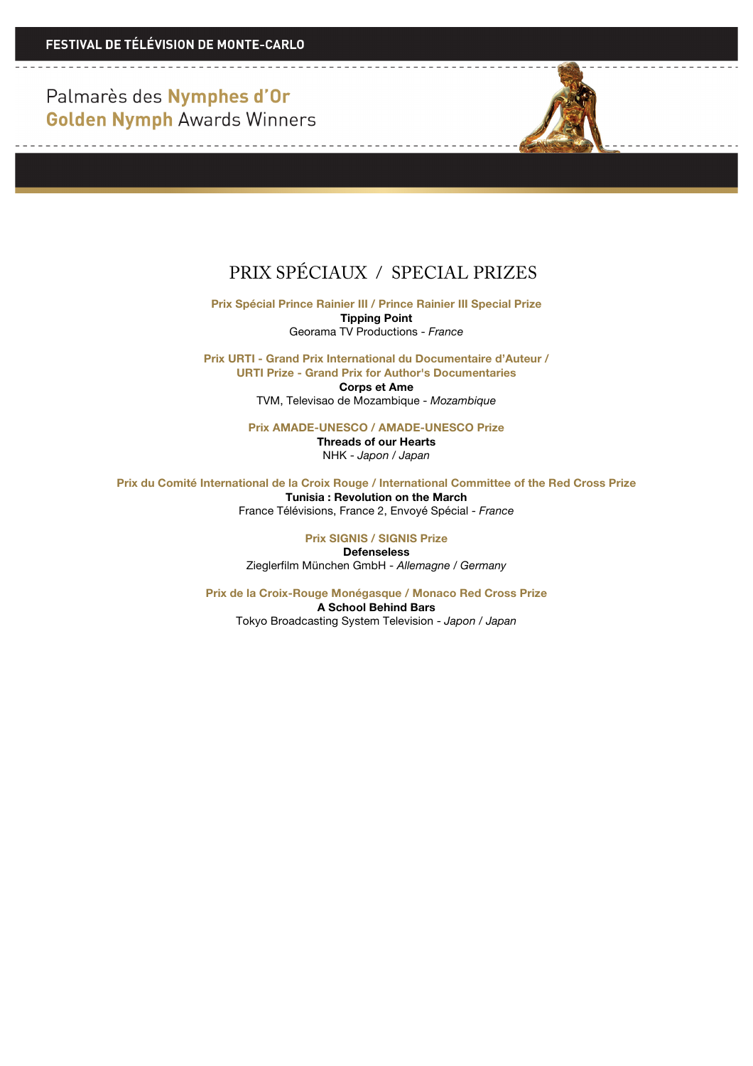# PRIX SPÉCIAUX / SPECIAL PRIZES

**Prix Spécial Prince Rainier III / Prince Rainier III Special Prize**
**Tipping Point**
Georama TV Productions - *France*

**Prix URTI - Grand Prix International du Documentaire d'Auteur / URTI Prize - Grand Prix for Author's Documentaries**
**Corps et Ame**
TVM, Televisao de Mozambique - *Mozambique*

**Prix AMADE-UNESCO / AMADE-UNESCO Prize**
**Threads of our Hearts**
NHK - *Japon / Japan*

**Prix du Comité International de la Croix Rouge / International Committee of the Red Cross Prize**
**Tunisia : Revolution on the March**
France Télévisions, France 2, Envoyé Spécial - *France*

**Prix SIGNIS / SIGNIS Prize**
**Defenseless**
Zieglerfilm München GmbH - *Allemagne / Germany*

**Prix de la Croix-Rouge Monégasque / Monaco Red Cross Prize**
**A School Behind Bars**
Tokyo Broadcasting System Television - *Japon / Japan*